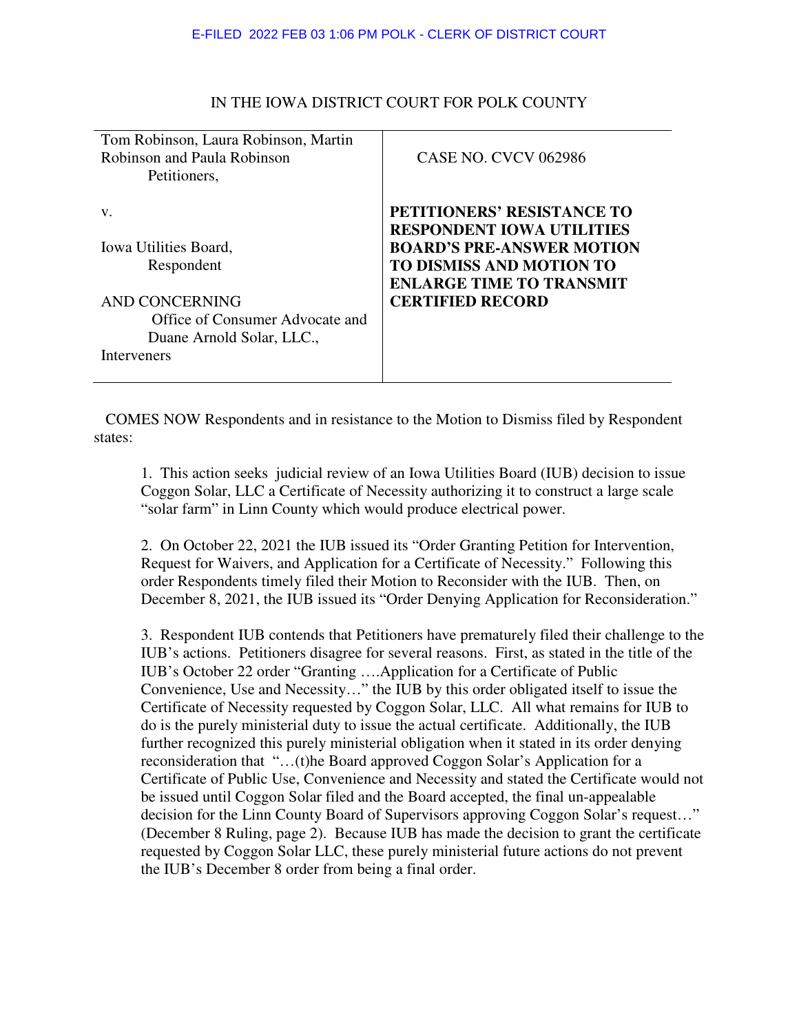E-FILED 2022 FEB 03 1:06 PM POLK - CLERK OF DISTRICT COURT

IN THE IOWA DISTRICT COURT FOR POLK COUNTY

| | |
|---|---|
| Tom Robinson, Laura Robinson, Martin Robinson and Paula Robinson<br>Petitioners,<br><br>v.<br><br>Iowa Utilities Board,<br>Respondent<br><br>AND CONCERNING<br>Office of Consumer Advocate and Duane Arnold Solar, LLC.,<br>Interveners | CASE NO. CVCV 062986<br><br>**PETITIONERS' RESISTANCE TO RESPONDENT IOWA UTILITIES BOARD'S PRE-ANSWER MOTION TO DISMISS AND MOTION TO ENLARGE TIME TO TRANSMIT CERTIFIED RECORD** |

COMES NOW Respondents and in resistance to the Motion to Dismiss filed by Respondent states:

1. This action seeks judicial review of an Iowa Utilities Board (IUB) decision to issue Coggon Solar, LLC a Certificate of Necessity authorizing it to construct a large scale "solar farm" in Linn County which would produce electrical power.

2. On October 22, 2021 the IUB issued its "Order Granting Petition for Intervention, Request for Waivers, and Application for a Certificate of Necessity." Following this order Respondents timely filed their Motion to Reconsider with the IUB. Then, on December 8, 2021, the IUB issued its "Order Denying Application for Reconsideration."

3. Respondent IUB contends that Petitioners have prematurely filed their challenge to the IUB's actions. Petitioners disagree for several reasons. First, as stated in the title of the IUB's October 22 order "Granting ….Application for a Certificate of Public Convenience, Use and Necessity…" the IUB by this order obligated itself to issue the Certificate of Necessity requested by Coggon Solar, LLC. All what remains for IUB to do is the purely ministerial duty to issue the actual certificate. Additionally, the IUB further recognized this purely ministerial obligation when it stated in its order denying reconsideration that "…(t)he Board approved Coggon Solar's Application for a Certificate of Public Use, Convenience and Necessity and stated the Certificate would not be issued until Coggon Solar filed and the Board accepted, the final un-appealable decision for the Linn County Board of Supervisors approving Coggon Solar's request…" (December 8 Ruling, page 2). Because IUB has made the decision to grant the certificate requested by Coggon Solar LLC, these purely ministerial future actions do not prevent the IUB's December 8 order from being a final order.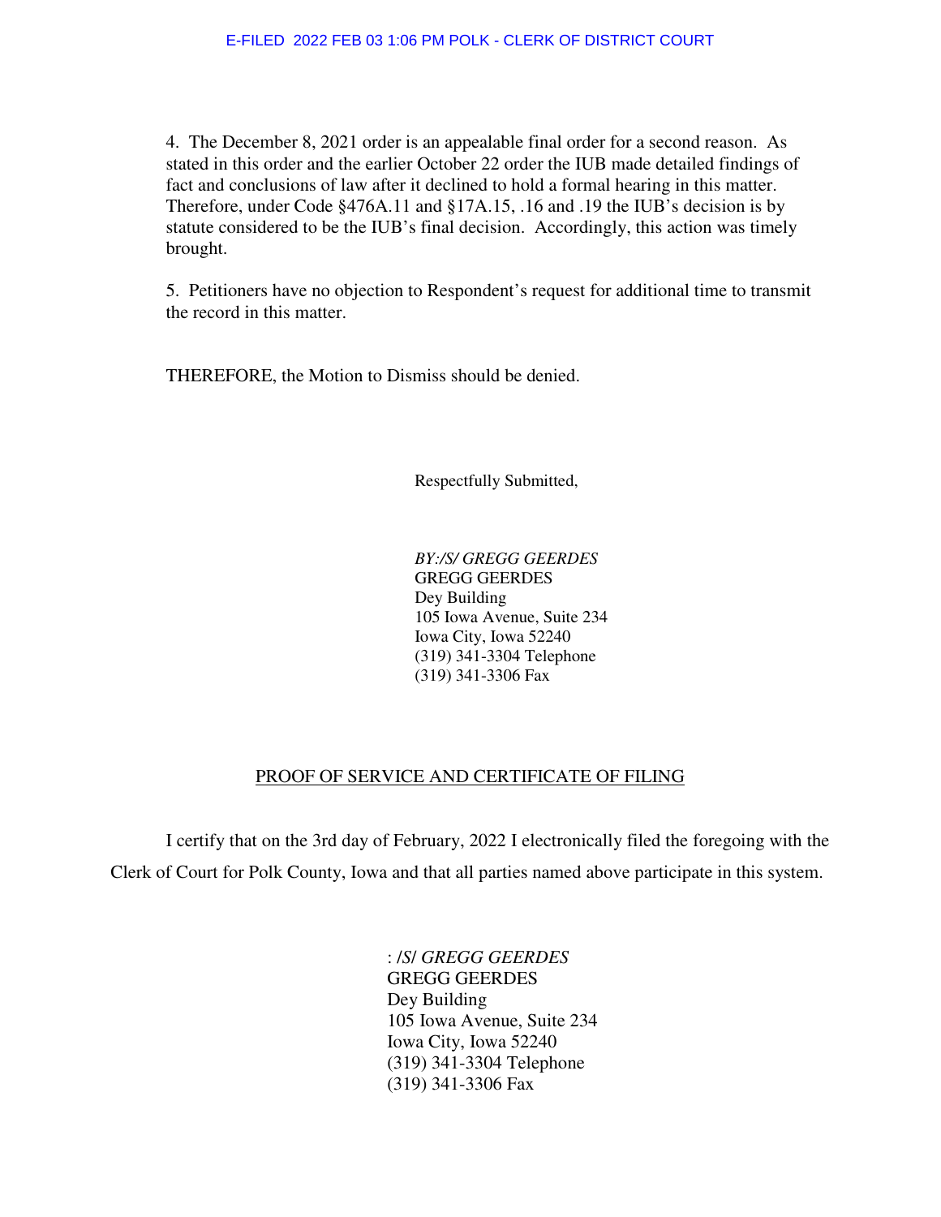4. The December 8, 2021 order is an appealable final order for a second reason. As stated in this order and the earlier October 22 order the IUB made detailed findings of fact and conclusions of law after it declined to hold a formal hearing in this matter. Therefore, under Code §476A.11 and §17A.15, .16 and .19 the IUB's decision is by statute considered to be the IUB's final decision. Accordingly, this action was timely brought.

5. Petitioners have no objection to Respondent's request for additional time to transmit the record in this matter.

THEREFORE, the Motion to Dismiss should be denied.

Respectfully Submitted,

*BY:/S/ GREGG GEERDES*
GREGG GEERDES
Dey Building
105 Iowa Avenue, Suite 234
Iowa City, Iowa 52240
(319) 341-3304 Telephone
(319) 341-3306 Fax

PROOF OF SERVICE AND CERTIFICATE OF FILING

I certify that on the 3rd day of February, 2022 I electronically filed the foregoing with the Clerk of Court for Polk County, Iowa and that all parties named above participate in this system.

: */S/ GREGG GEERDES*
GREGG GEERDES
Dey Building
105 Iowa Avenue, Suite 234
Iowa City, Iowa 52240
(319) 341-3304 Telephone
(319) 341-3306 Fax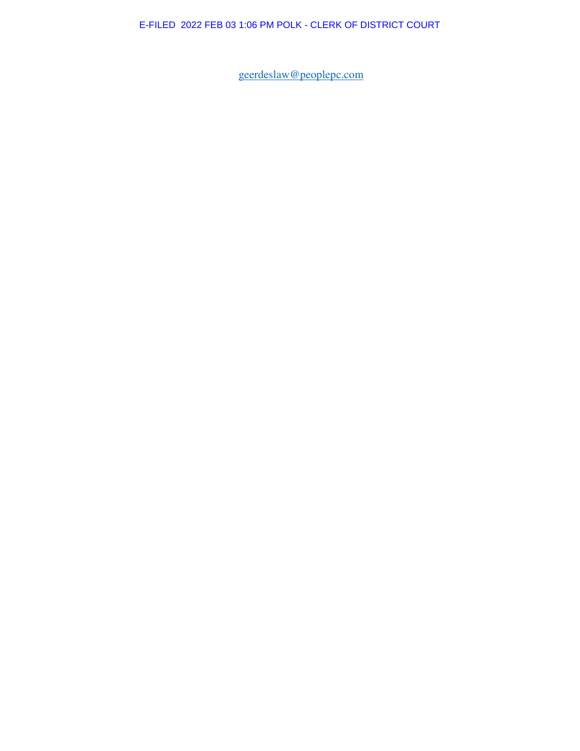geerdeslaw@peoplepc.com